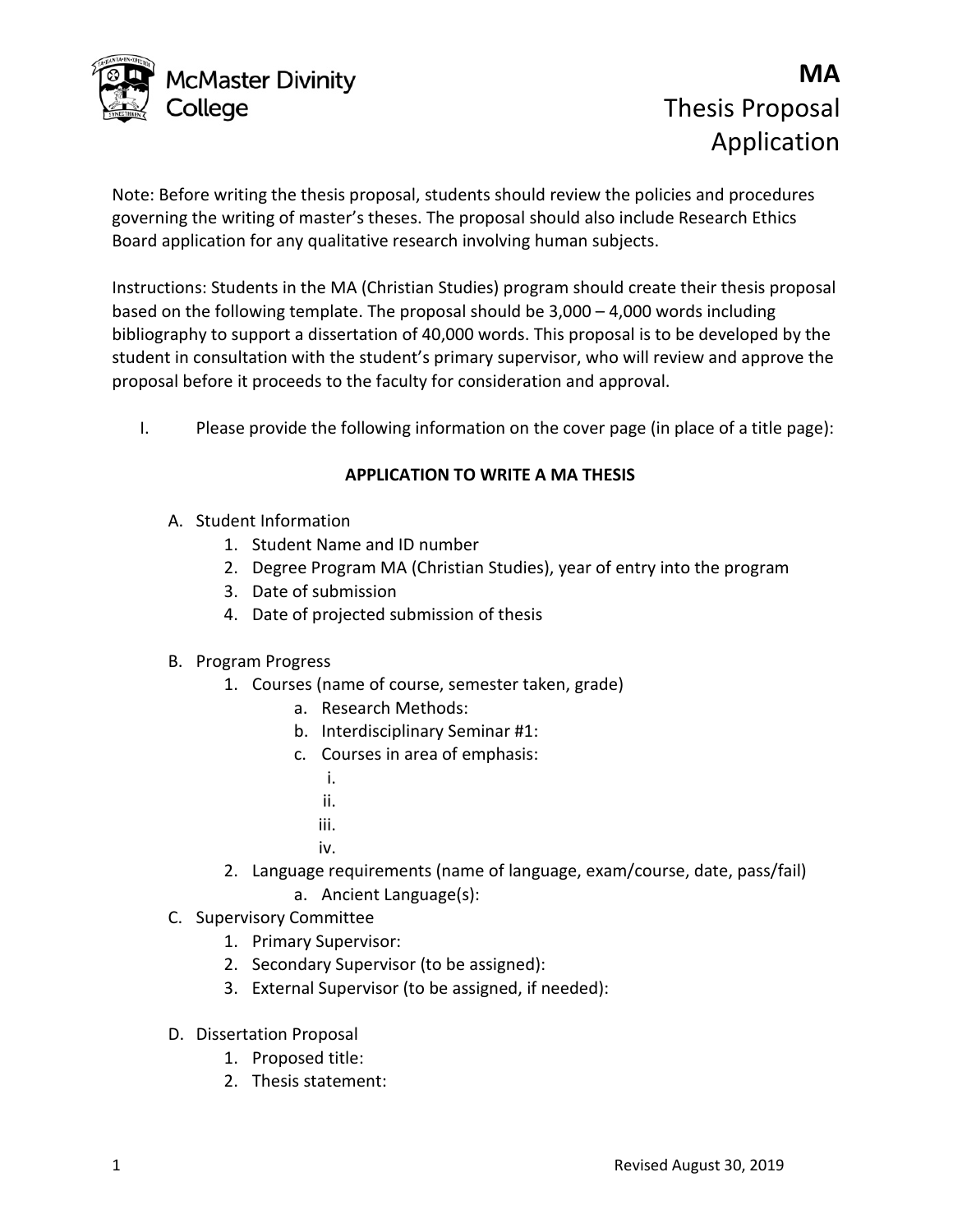# MA

## Thesis Proposal Application

McMaster Divinity College

Note: Before writing the thesis proposal, students should review the policies and procedures governing the writing of master's theses. The proposal should also include Research Ethics Board application for any qualitative research involving human subjects.

Instructions: Students in the MA (Christian Studies) program should create their thesis proposal based on the following template. The proposal should be 3,000 – 4,000 words including bibliography to support a dissertation of 40,000 words. This proposal is to be developed by the student in consultation with the student's primary supervisor, who will review and approve the proposal before it proceeds to the faculty for consideration and approval.

I. Please provide the following information on the cover page (in place of a title page):

**APPLICATION TO WRITE A MA THESIS**

A. Student Information
   1. Student Name and ID number
   2. Degree Program MA (Christian Studies), year of entry into the program
   3. Date of submission
   4. Date of projected submission of thesis

B. Program Progress
   1. Courses (name of course, semester taken, grade)
      a. Research Methods:
      b. Interdisciplinary Seminar #1:
      c. Courses in area of emphasis:
         i.
         ii.
         iii.
         iv.
   2. Language requirements (name of language, exam/course, date, pass/fail)
      a. Ancient Language(s):

C. Supervisory Committee
   1. Primary Supervisor:
   2. Secondary Supervisor (to be assigned):
   3. External Supervisor (to be assigned, if needed):

D. Dissertation Proposal
   1. Proposed title:
   2. Thesis statement:

Revised August 30, 2019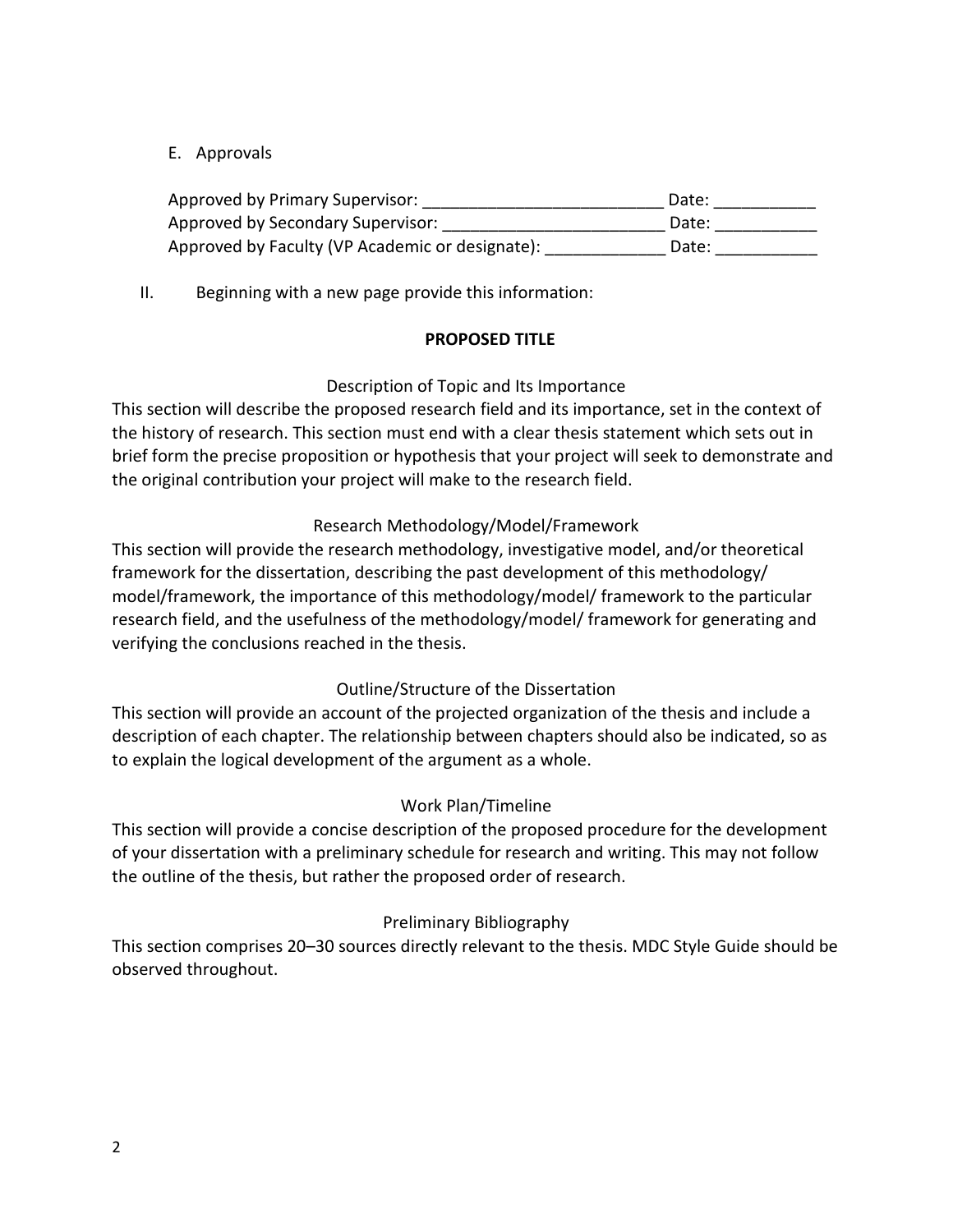E. Approvals

Approved by Primary Supervisor: __________________________ Date: ___________
Approved by Secondary Supervisor: ________________________ Date: ___________
Approved by Faculty (VP Academic or designate): _____________ Date: ___________

II. Beginning with a new page provide this information:

**PROPOSED TITLE**

Description of Topic and Its Importance

This section will describe the proposed research field and its importance, set in the context of the history of research. This section must end with a clear thesis statement which sets out in brief form the precise proposition or hypothesis that your project will seek to demonstrate and the original contribution your project will make to the research field.

Research Methodology/Model/Framework

This section will provide the research methodology, investigative model, and/or theoretical framework for the dissertation, describing the past development of this methodology/ model/framework, the importance of this methodology/model/ framework to the particular research field, and the usefulness of the methodology/model/ framework for generating and verifying the conclusions reached in the thesis.

Outline/Structure of the Dissertation

This section will provide an account of the projected organization of the thesis and include a description of each chapter. The relationship between chapters should also be indicated, so as to explain the logical development of the argument as a whole.

Work Plan/Timeline

This section will provide a concise description of the proposed procedure for the development of your dissertation with a preliminary schedule for research and writing. This may not follow the outline of the thesis, but rather the proposed order of research.

Preliminary Bibliography

This section comprises 20–30 sources directly relevant to the thesis. MDC Style Guide should be observed throughout.